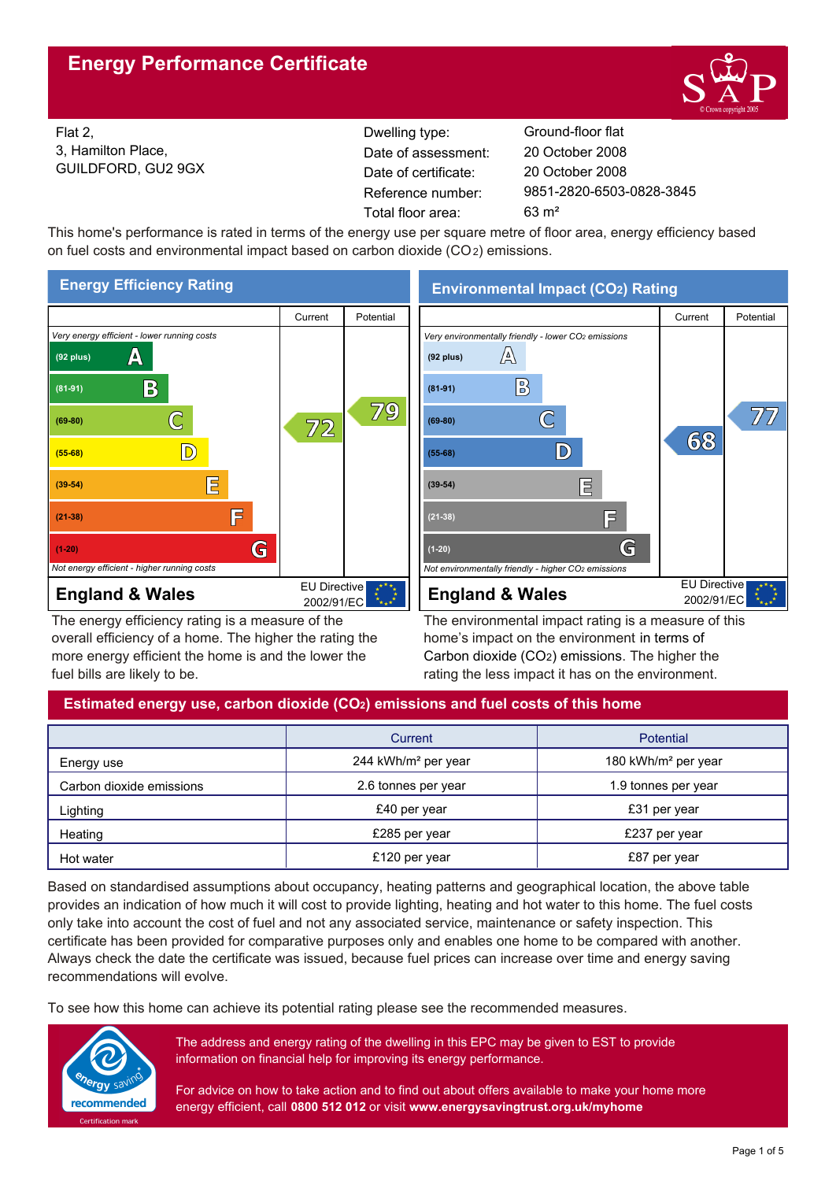# Energy Performance Certificate

Flat 2,
3, Hamilton Place,
GUILDFORD, GU2 9GX

| | |
|---|---|
| Dwelling type: | Ground-floor flat |
| Date of assessment: | 20 October 2008 |
| Date of certificate: | 20 October 2008 |
| Reference number: | 9851-2820-6503-0828-3845 |
| Total floor area: | 63 m² |

This home's performance is rated in terms of the energy use per square metre of floor area, energy efficiency based on fuel costs and environmental impact based on carbon dioxide ($CO_2$) emissions.

## Energy Efficiency Rating

| Rating | Current | Potential |
|---|---|---|
| *Very energy efficient - lower running costs* | | |
| (92 plus) A | | |
| (81-91) B | | |
| (69-80) C | 72 | 79 |
| (55-68) D | | |
| (39-54) E | | |
| (21-38) F | | |
| (1-20) G | | |
| *Not energy efficient - higher running costs* | | |

England & Wales — EU Directive 2002/91/EC

The energy efficiency rating is a measure of the overall efficiency of a home. The higher the rating the more energy efficient the home is and the lower the fuel bills are likely to be.

## Environmental Impact ($CO_2$) Rating

| Rating | Current | Potential |
|---|---|---|
| *Very environmentally friendly - lower $CO_2$ emissions* | | |
| (92 plus) A | | |
| (81-91) B | | |
| (69-80) C | | 77 |
| (55-68) D | 68 | |
| (39-54) E | | |
| (21-38) F | | |
| (1-20) G | | |
| *Not environmentally friendly - higher $CO_2$ emissions* | | |

England & Wales — EU Directive 2002/91/EC

The environmental impact rating is a measure of this home's impact on the environment in terms of Carbon dioxide ($CO_2$) emissions. The higher the rating the less impact it has on the environment.

## Estimated energy use, carbon dioxide ($CO_2$) emissions and fuel costs of this home

| | Current | Potential |
|---|---|---|
| Energy use | 244 kWh/m² per year | 180 kWh/m² per year |
| Carbon dioxide emissions | 2.6 tonnes per year | 1.9 tonnes per year |
| Lighting | £40 per year | £31 per year |
| Heating | £285 per year | £237 per year |
| Hot water | £120 per year | £87 per year |

Based on standardised assumptions about occupancy, heating patterns and geographical location, the above table provides an indication of how much it will cost to provide lighting, heating and hot water to this home. The fuel costs only take into account the cost of fuel and not any associated service, maintenance or safety inspection. This certificate has been provided for comparative purposes only and enables one home to be compared with another. Always check the date the certificate was issued, because fuel prices can increase over time and energy saving recommendations will evolve.

To see how this home can achieve its potential rating please see the recommended measures.

The address and energy rating of the dwelling in this EPC may be given to EST to provide information on financial help for improving its energy performance.

For advice on how to take action and to find out about offers available to make your home more energy efficient, call **0800 512 012** or visit **www.energysavingtrust.org.uk/myhome**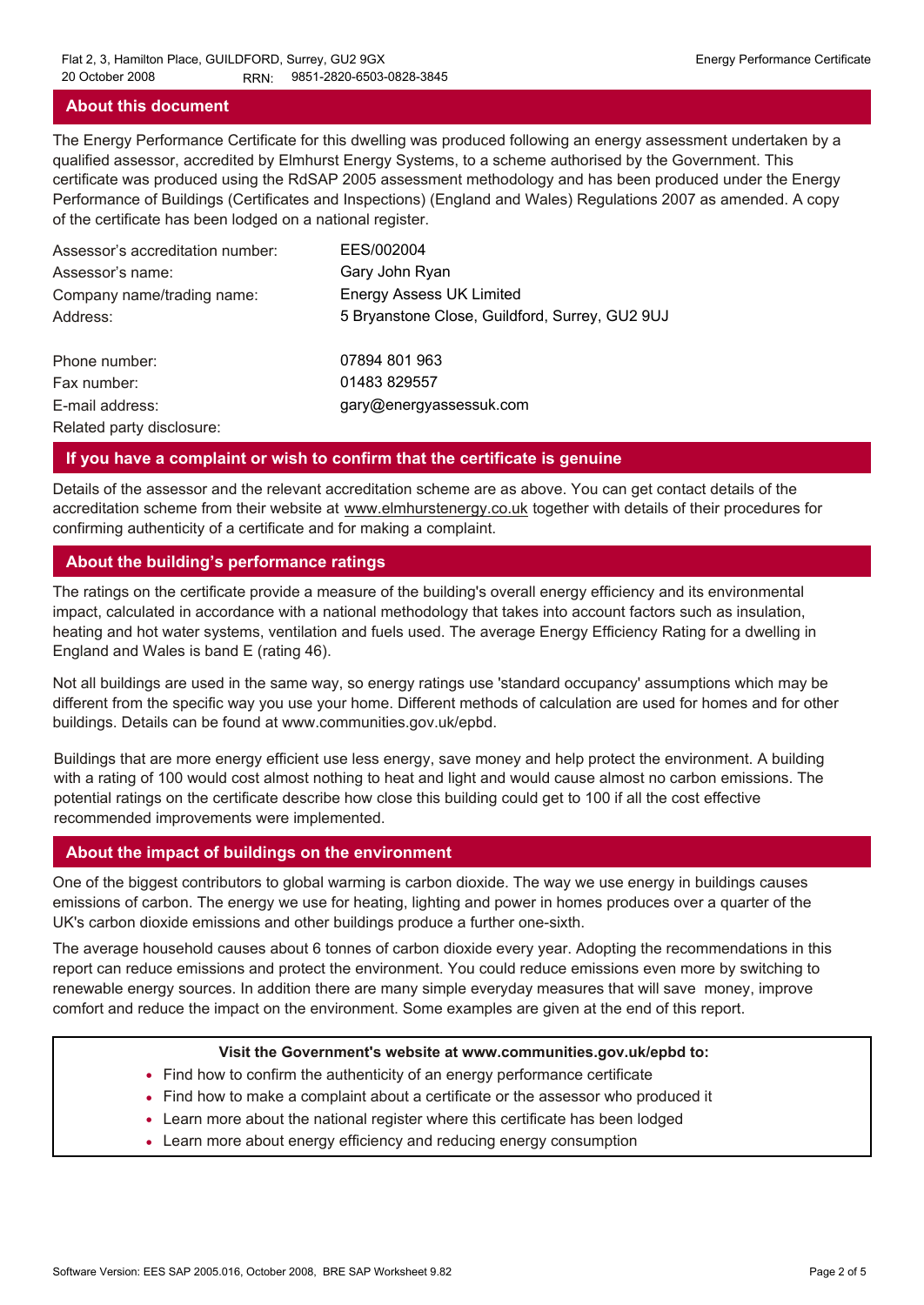## About this document

The Energy Performance Certificate for this dwelling was produced following an energy assessment undertaken by a qualified assessor, accredited by Elmhurst Energy Systems, to a scheme authorised by the Government. This certificate was produced using the RdSAP 2005 assessment methodology and has been produced under the Energy Performance of Buildings (Certificates and Inspections) (England and Wales) Regulations 2007 as amended. A copy of the certificate has been lodged on a national register.

| | |
|---|---|
| Assessor's accreditation number: | EES/002004 |
| Assessor's name: | Gary John Ryan |
| Company name/trading name: | Energy Assess UK Limited |
| Address: | 5 Bryanstone Close, Guildford, Surrey, GU2 9UJ |
| Phone number: | 07894 801 963 |
| Fax number: | 01483 829557 |
| E-mail address: | gary@energyassessuk.com |
| Related party disclosure: | |

## If you have a complaint or wish to confirm that the certificate is genuine

Details of the assessor and the relevant accreditation scheme are as above. You can get contact details of the accreditation scheme from their website at www.elmhurstenergy.co.uk together with details of their procedures for confirming authenticity of a certificate and for making a complaint.

## About the building's performance ratings

The ratings on the certificate provide a measure of the building's overall energy efficiency and its environmental impact, calculated in accordance with a national methodology that takes into account factors such as insulation, heating and hot water systems, ventilation and fuels used. The average Energy Efficiency Rating for a dwelling in England and Wales is band E (rating 46).

Not all buildings are used in the same way, so energy ratings use 'standard occupancy' assumptions which may be different from the specific way you use your home. Different methods of calculation are used for homes and for other buildings. Details can be found at www.communities.gov.uk/epbd.

Buildings that are more energy efficient use less energy, save money and help protect the environment. A building with a rating of 100 would cost almost nothing to heat and light and would cause almost no carbon emissions. The potential ratings on the certificate describe how close this building could get to 100 if all the cost effective recommended improvements were implemented.

## About the impact of buildings on the environment

One of the biggest contributors to global warming is carbon dioxide. The way we use energy in buildings causes emissions of carbon. The energy we use for heating, lighting and power in homes produces over a quarter of the UK's carbon dioxide emissions and other buildings produce a further one-sixth.

The average household causes about 6 tonnes of carbon dioxide every year. Adopting the recommendations in this report can reduce emissions and protect the environment. You could reduce emissions even more by switching to renewable energy sources. In addition there are many simple everyday measures that will save money, improve comfort and reduce the impact on the environment. Some examples are given at the end of this report.

**Visit the Government's website at www.communities.gov.uk/epbd to:**

- Find how to confirm the authenticity of an energy performance certificate
- Find how to make a complaint about a certificate or the assessor who produced it
- Learn more about the national register where this certificate has been lodged
- Learn more about energy efficiency and reducing energy consumption

Software Version: EES SAP 2005.016, October 2008, BRE SAP Worksheet 9.82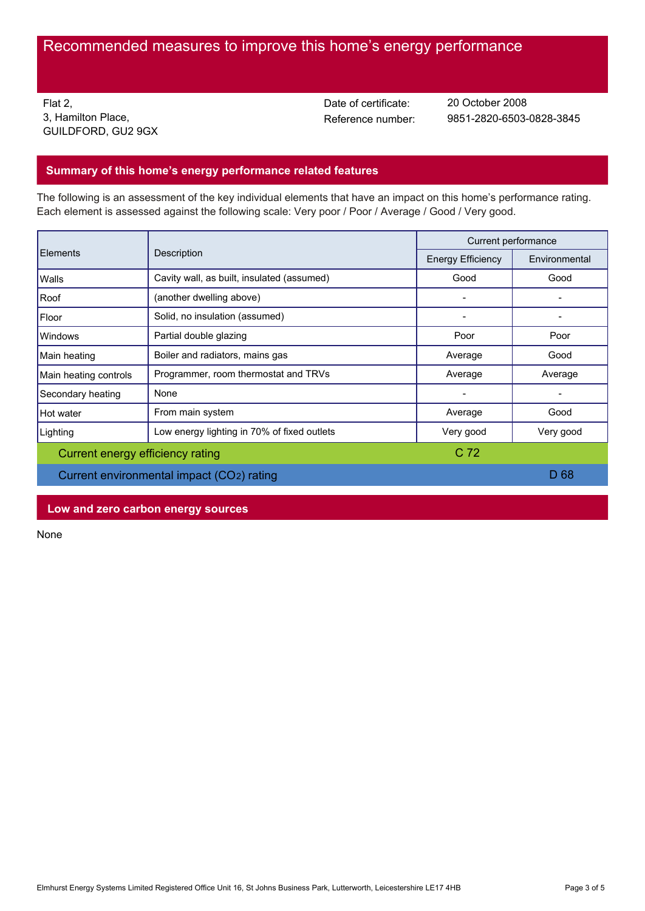# Recommended measures to improve this home's energy performance

Flat 2,
3, Hamilton Place,
GUILDFORD, GU2 9GX

Date of certificate: 20 October 2008
Reference number: 9851-2820-6503-0828-3845

## Summary of this home's energy performance related features

The following is an assessment of the key individual elements that have an impact on this home's performance rating. Each element is assessed against the following scale: Very poor / Poor / Average / Good / Very good.

| Elements | Description | Current performance | |
|---|---|---|---|
| | | Energy Efficiency | Environmental |
| Walls | Cavity wall, as built, insulated (assumed) | Good | Good |
| Roof | (another dwelling above) | - | - |
| Floor | Solid, no insulation (assumed) | - | - |
| Windows | Partial double glazing | Poor | Poor |
| Main heating | Boiler and radiators, mains gas | Average | Good |
| Main heating controls | Programmer, room thermostat and TRVs | Average | Average |
| Secondary heating | None | - | - |
| Hot water | From main system | Average | Good |
| Lighting | Low energy lighting in 70% of fixed outlets | Very good | Very good |
| Current energy efficiency rating | | C 72 | |
| Current environmental impact ($CO_2$) rating | | | D 68 |

## Low and zero carbon energy sources

None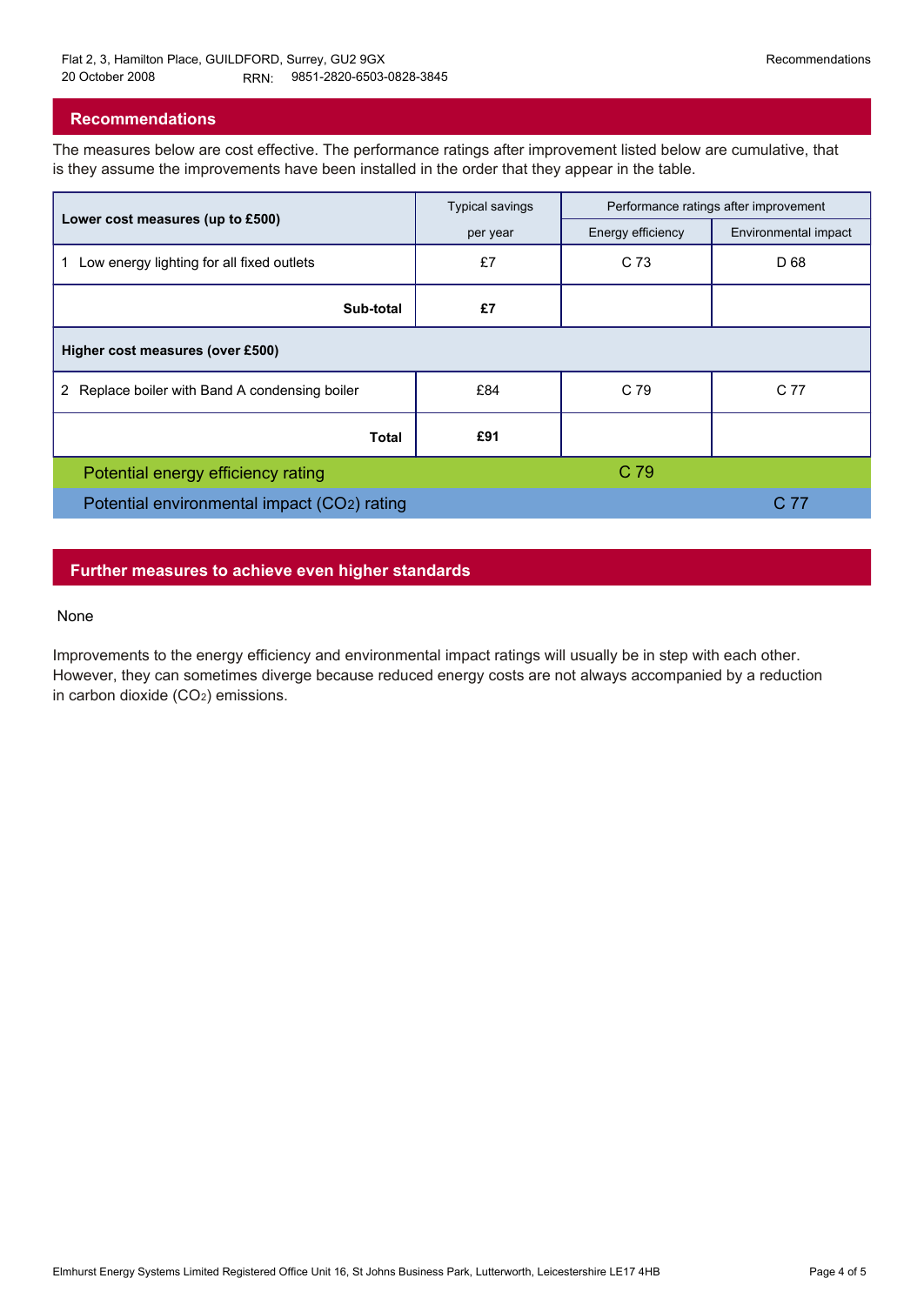Flat 2, 3, Hamilton Place, GUILDFORD, Surrey, GU2 9GX
20 October 2008 RRN: 9851-2820-6503-0828-3845

## Recommendations

The measures below are cost effective. The performance ratings after improvement listed below are cumulative, that is they assume the improvements have been installed in the order that they appear in the table.

| Lower cost measures (up to £500) | Typical savings per year | Performance ratings after improvement | |
|---|---|---|---|
| | | Energy efficiency | Environmental impact |
| 1 Low energy lighting for all fixed outlets | £7 | C 73 | D 68 |
| **Sub-total** | **£7** | | |
| **Higher cost measures (over £500)** | | | |
| 2 Replace boiler with Band A condensing boiler | £84 | C 79 | C 77 |
| **Total** | **£91** | | |
| Potential energy efficiency rating | | C 79 | |
| Potential environmental impact ($CO_2$) rating | | | C 77 |

## Further measures to achieve even higher standards

None

Improvements to the energy efficiency and environmental impact ratings will usually be in step with each other. However, they can sometimes diverge because reduced energy costs are not always accompanied by a reduction in carbon dioxide ($CO_2$) emissions.

Elmhurst Energy Systems Limited Registered Office Unit 16, St Johns Business Park, Lutterworth, Leicestershire LE17 4HB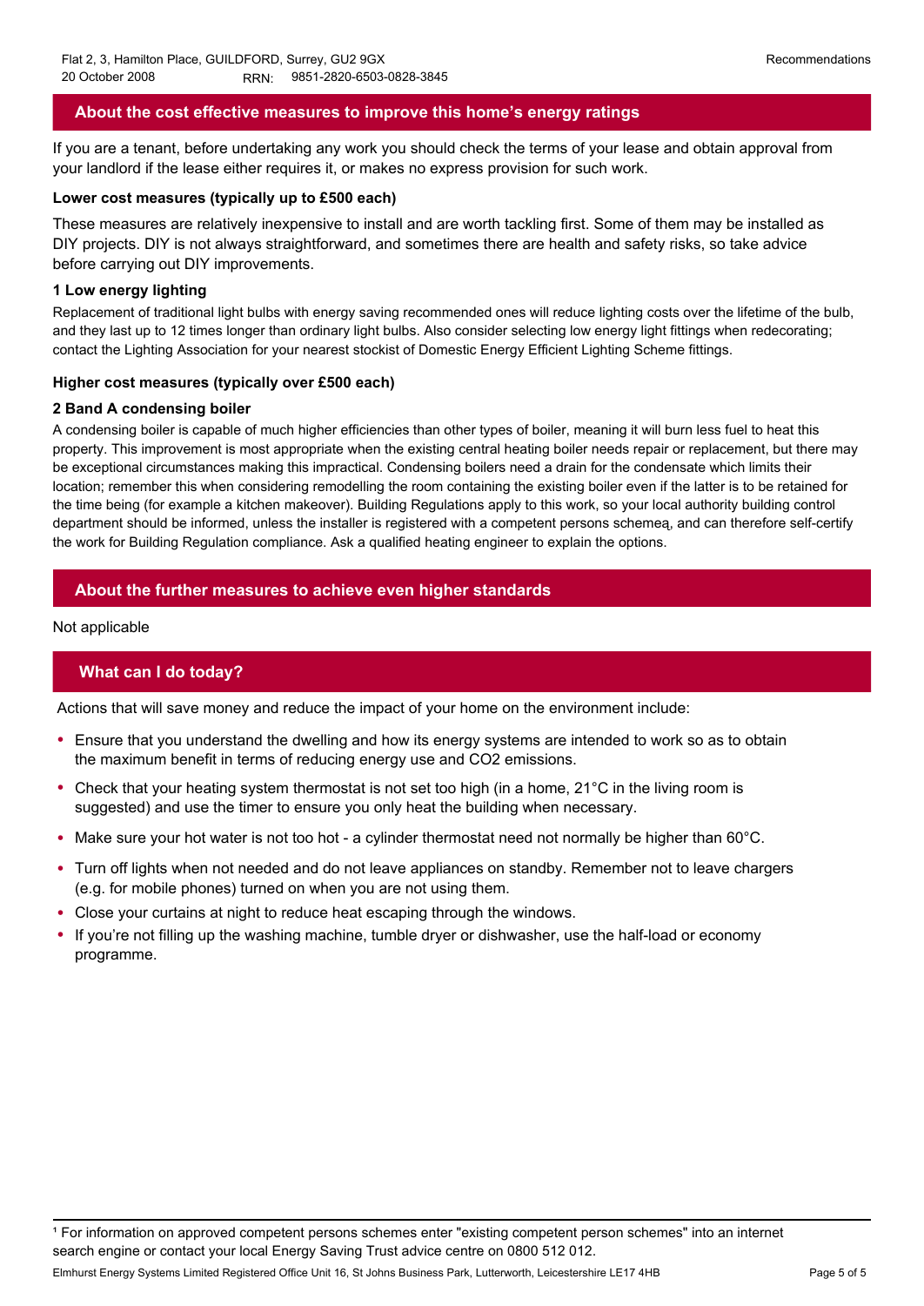## About the cost effective measures to improve this home's energy ratings

If you are a tenant, before undertaking any work you should check the terms of your lease and obtain approval from your landlord if the lease either requires it, or makes no express provision for such work.

**Lower cost measures (typically up to £500 each)**

These measures are relatively inexpensive to install and are worth tackling first. Some of them may be installed as DIY projects. DIY is not always straightforward, and sometimes there are health and safety risks, so take advice before carrying out DIY improvements.

**1 Low energy lighting**

Replacement of traditional light bulbs with energy saving recommended ones will reduce lighting costs over the lifetime of the bulb, and they last up to 12 times longer than ordinary light bulbs. Also consider selecting low energy light fittings when redecorating; contact the Lighting Association for your nearest stockist of Domestic Energy Efficient Lighting Scheme fittings.

**Higher cost measures (typically over £500 each)**

**2 Band A condensing boiler**

A condensing boiler is capable of much higher efficiencies than other types of boiler, meaning it will burn less fuel to heat this property. This improvement is most appropriate when the existing central heating boiler needs repair or replacement, but there may be exceptional circumstances making this impractical. Condensing boilers need a drain for the condensate which limits their location; remember this when considering remodelling the room containing the existing boiler even if the latter is to be retained for the time being (for example a kitchen makeover). Building Regulations apply to this work, so your local authority building control department should be informed, unless the installer is registered with a competent persons scheme[1], and can therefore self-certify the work for Building Regulation compliance. Ask a qualified heating engineer to explain the options.

## About the further measures to achieve even higher standards

Not applicable

## What can I do today?

Actions that will save money and reduce the impact of your home on the environment include:

- Ensure that you understand the dwelling and how its energy systems are intended to work so as to obtain the maximum benefit in terms of reducing energy use and $CO_2$ emissions.
- Check that your heating system thermostat is not set too high (in a home, 21°C in the living room is suggested) and use the timer to ensure you only heat the building when necessary.
- Make sure your hot water is not too hot - a cylinder thermostat need not normally be higher than 60°C.
- Turn off lights when not needed and do not leave appliances on standby. Remember not to leave chargers (e.g. for mobile phones) turned on when you are not using them.
- Close your curtains at night to reduce heat escaping through the windows.
- If you're not filling up the washing machine, tumble dryer or dishwasher, use the half-load or economy programme.

[1] For information on approved competent persons schemes enter "existing competent person schemes" into an internet search engine or contact your local Energy Saving Trust advice centre on 0800 512 012.